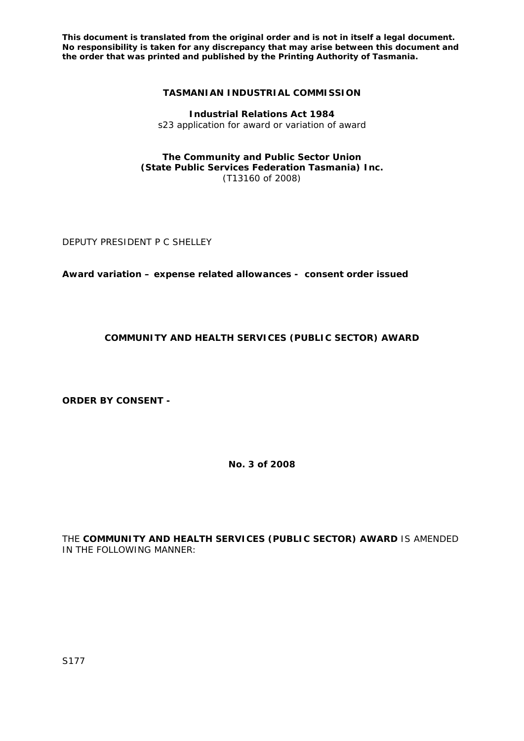**This document is translated from the original order and is not in itself a legal document. No responsibility is taken for any discrepancy that may arise between this document and the order that was printed and published by the Printing Authority of Tasmania.**

**TASMANIAN INDUSTRIAL COMMISSION**

**Industrial Relations Act 1984**
s23 application for award or variation of award

**The Community and Public Sector Union (State Public Services Federation Tasmania) Inc.**
(T13160 of 2008)

DEPUTY PRESIDENT P C SHELLEY

**Award variation – expense related allowances - consent order issued**

**COMMUNITY AND HEALTH SERVICES (PUBLIC SECTOR) AWARD**

**ORDER BY CONSENT -**

**No. 3 of 2008**

THE **COMMUNITY AND HEALTH SERVICES (PUBLIC SECTOR) AWARD** IS AMENDED IN THE FOLLOWING MANNER:

S177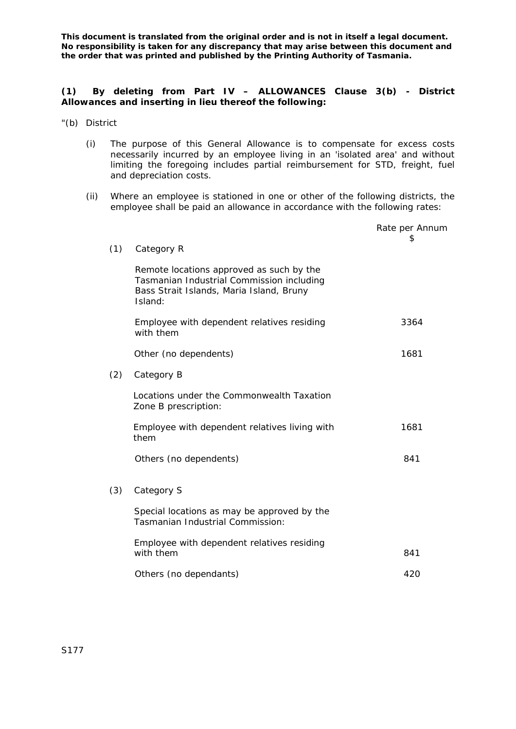**This document is translated from the original order and is not in itself a legal document. No responsibility is taken for any discrepancy that may arise between this document and the order that was printed and published by the Printing Authority of Tasmania.**

**(1) By deleting from Part IV – ALLOWANCES Clause 3(b) - District Allowances and inserting in lieu thereof the following:**

"(b) District

(i) The purpose of this General Allowance is to compensate for excess costs necessarily incurred by an employee living in an 'isolated area' and without limiting the foregoing includes partial reimbursement for STD, freight, fuel and depreciation costs.

(ii) Where an employee is stationed in one or other of the following districts, the employee shall be paid an allowance in accordance with the following rates:

| | | Rate per Annum<br>$ |
|---|---|---|
| (1) | Category R | |
| | Remote locations approved as such by the Tasmanian Industrial Commission including Bass Strait Islands, Maria Island, Bruny Island: | |
| | Employee with dependent relatives residing with them | 3364 |
| | Other (no dependents) | 1681 |
| (2) | Category B | |
| | Locations under the Commonwealth Taxation Zone B prescription: | |
| | Employee with dependent relatives living with them | 1681 |
| | Others (no dependents) | 841 |
| (3) | Category S | |
| | Special locations as may be approved by the Tasmanian Industrial Commission: | |
| | Employee with dependent relatives residing with them | 841 |
| | Others (no dependants) | 420 |

S177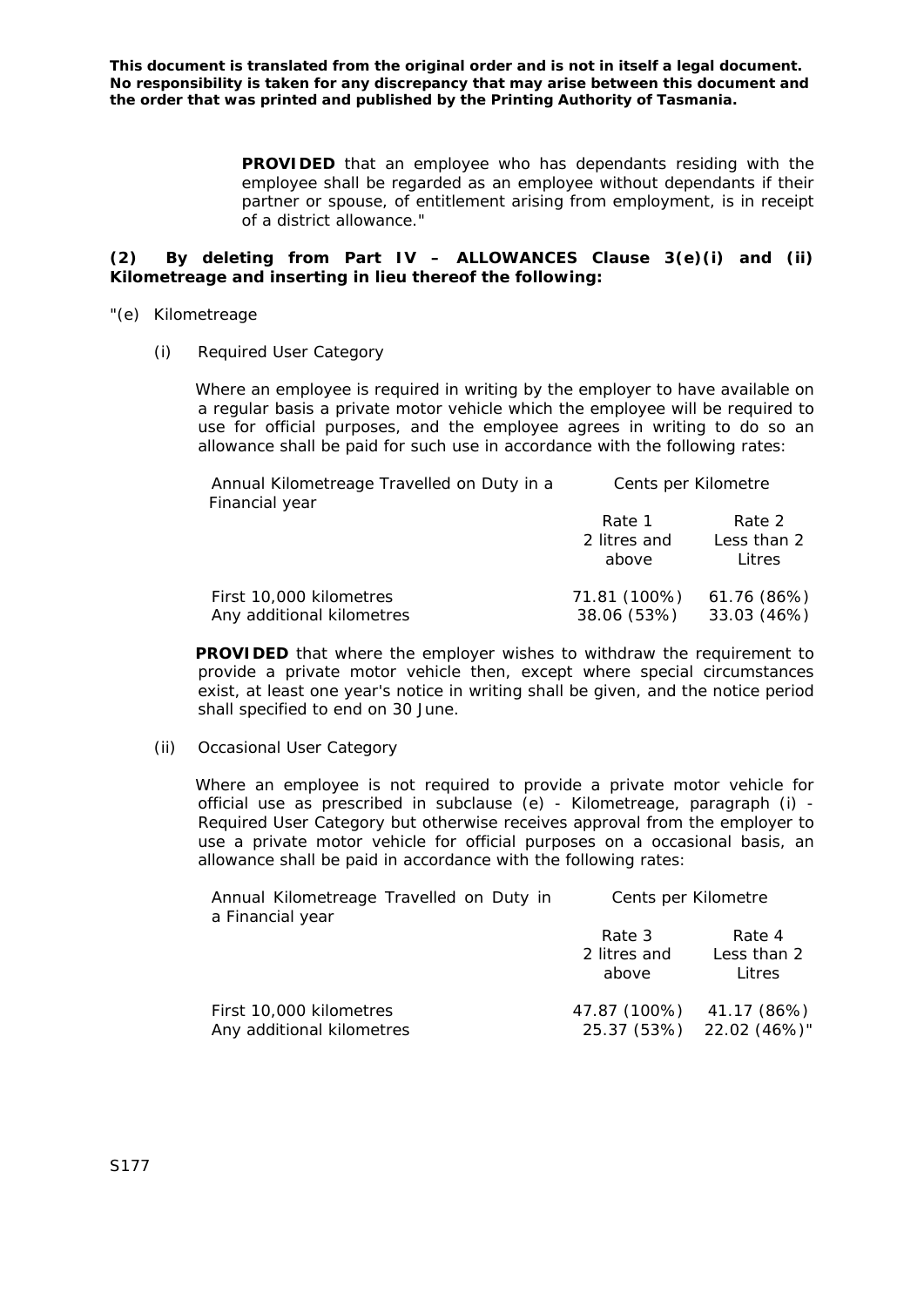**This document is translated from the original order and is not in itself a legal document. No responsibility is taken for any discrepancy that may arise between this document and the order that was printed and published by the Printing Authority of Tasmania.**

**PROVIDED** that an employee who has dependants residing with the employee shall be regarded as an employee without dependants if their partner or spouse, of entitlement arising from employment, is in receipt of a district allowance."

**(2) By deleting from Part IV – ALLOWANCES Clause 3(e)(i) and (ii) Kilometreage and inserting in lieu thereof the following:**

"(e) Kilometreage

(i) Required User Category

Where an employee is required in writing by the employer to have available on a regular basis a private motor vehicle which the employee will be required to use for official purposes, and the employee agrees in writing to do so an allowance shall be paid for such use in accordance with the following rates:

| Annual Kilometreage Travelled on Duty in a Financial year | Cents per Kilometre | |
|---|---|---|
| | Rate 1 2 litres and above | Rate 2 Less than 2 Litres |
| First 10,000 kilometres | 71.81 (100%) | 61.76 (86%) |
| Any additional kilometres | 38.06 (53%) | 33.03 (46%) |

**PROVIDED** that where the employer wishes to withdraw the requirement to provide a private motor vehicle then, except where special circumstances exist, at least one year's notice in writing shall be given, and the notice period shall specified to end on 30 June.

(ii) Occasional User Category

Where an employee is not required to provide a private motor vehicle for official use as prescribed in subclause (e) - Kilometreage, paragraph (i) - Required User Category but otherwise receives approval from the employer to use a private motor vehicle for official purposes on a occasional basis, an allowance shall be paid in accordance with the following rates:

| Annual Kilometreage Travelled on Duty in a Financial year | Cents per Kilometre | |
|---|---|---|
| | Rate 3 2 litres and above | Rate 4 Less than 2 Litres |
| First 10,000 kilometres | 47.87 (100%) | 41.17 (86%) |
| Any additional kilometres | 25.37 (53%) | 22.02 (46%)" |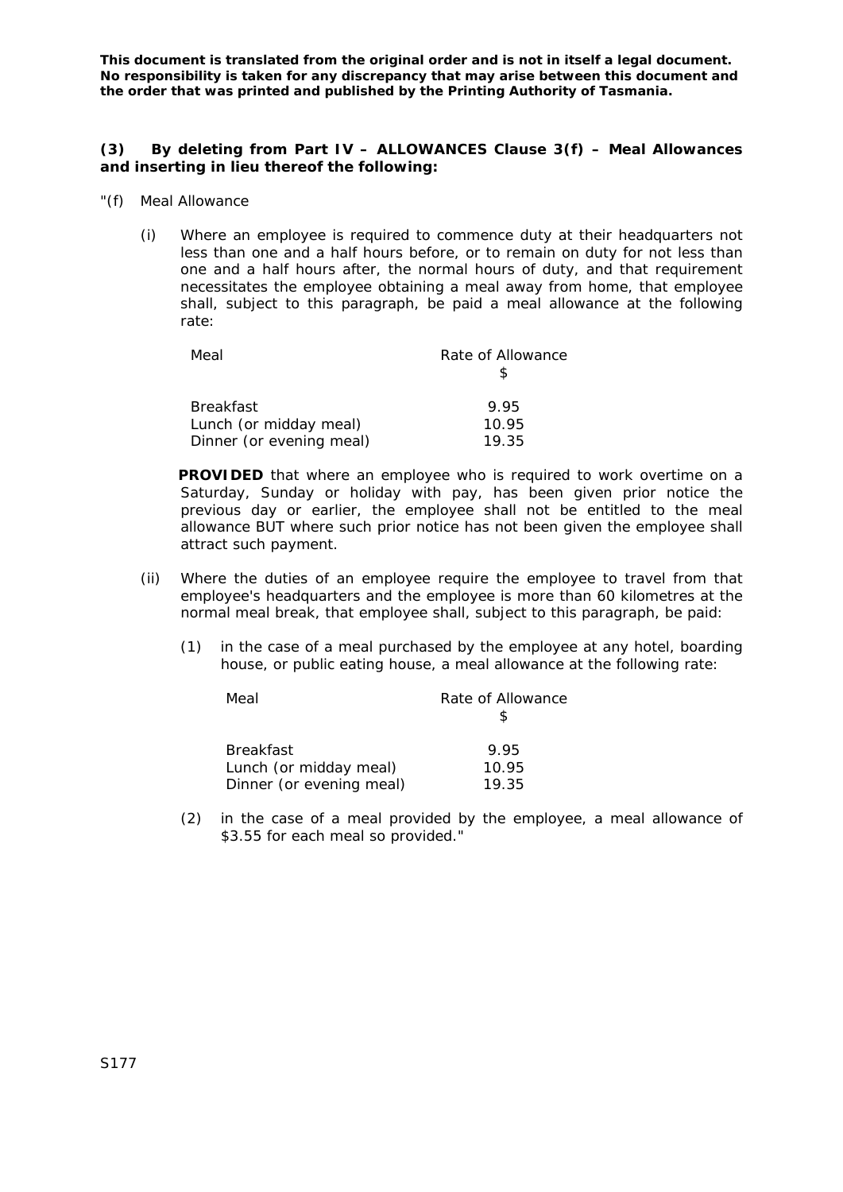**This document is translated from the original order and is not in itself a legal document. No responsibility is taken for any discrepancy that may arise between this document and the order that was printed and published by the Printing Authority of Tasmania.**

**(3) By deleting from Part IV – ALLOWANCES Clause 3(f) – Meal Allowances and inserting in lieu thereof the following:**

"(f) Meal Allowance

(i) Where an employee is required to commence duty at their headquarters not less than one and a half hours before, or to remain on duty for not less than one and a half hours after, the normal hours of duty, and that requirement necessitates the employee obtaining a meal away from home, that employee shall, subject to this paragraph, be paid a meal allowance at the following rate:

| Meal | Rate of Allowance<br>$ |
|---|---|
| Breakfast | 9.95 |
| Lunch (or midday meal) | 10.95 |
| Dinner (or evening meal) | 19.35 |

**PROVIDED** that where an employee who is required to work overtime on a Saturday, Sunday or holiday with pay, has been given prior notice the previous day or earlier, the employee shall not be entitled to the meal allowance BUT where such prior notice has not been given the employee shall attract such payment.

(ii) Where the duties of an employee require the employee to travel from that employee's headquarters and the employee is more than 60 kilometres at the normal meal break, that employee shall, subject to this paragraph, be paid:

(1) in the case of a meal purchased by the employee at any hotel, boarding house, or public eating house, a meal allowance at the following rate:

| Meal | Rate of Allowance<br>$ |
|---|---|
| Breakfast | 9.95 |
| Lunch (or midday meal) | 10.95 |
| Dinner (or evening meal) | 19.35 |

(2) in the case of a meal provided by the employee, a meal allowance of $3.55 for each meal so provided."

S177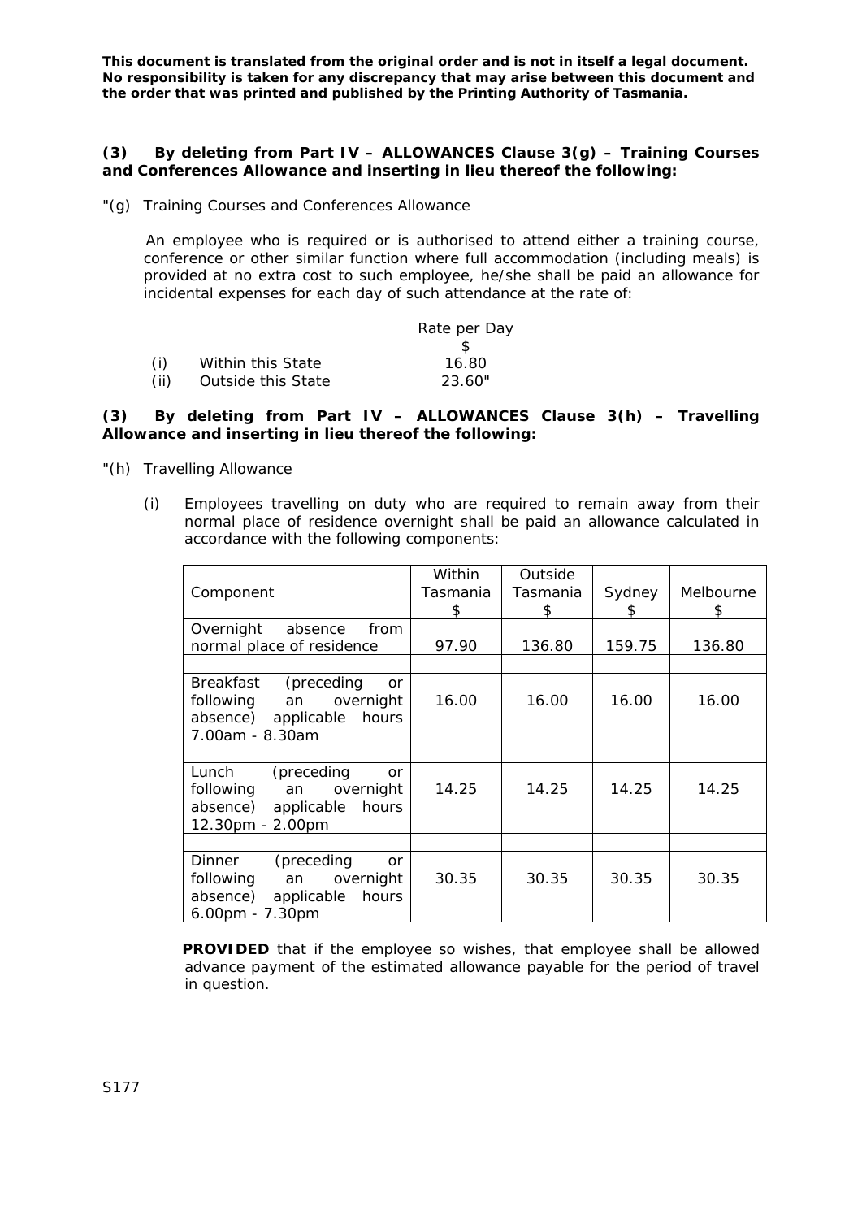**This document is translated from the original order and is not in itself a legal document. No responsibility is taken for any discrepancy that may arise between this document and the order that was printed and published by the Printing Authority of Tasmania.**

**(3) By deleting from Part IV – ALLOWANCES Clause 3(g) – Training Courses and Conferences Allowance and inserting in lieu thereof the following:**

"(g) Training Courses and Conferences Allowance

An employee who is required or is authorised to attend either a training course, conference or other similar function where full accommodation (including meals) is provided at no extra cost to such employee, he/she shall be paid an allowance for incidental expenses for each day of such attendance at the rate of:

| | | Rate per Day |
|---|---|---|
| | | $ |
| (i) | Within this State | 16.80 |
| (ii) | Outside this State | 23.60" |

**(3) By deleting from Part IV – ALLOWANCES Clause 3(h) – Travelling Allowance and inserting in lieu thereof the following:**

"(h) Travelling Allowance

(i) Employees travelling on duty who are required to remain away from their normal place of residence overnight shall be paid an allowance calculated in accordance with the following components:

| Component | Within Tasmania | Outside Tasmania | Sydney | Melbourne |
|---|---|---|---|---|
| | $ | $ | $ | $ |
| Overnight absence from normal place of residence | 97.90 | 136.80 | 159.75 | 136.80 |
| | | | | |
| Breakfast (preceding or following an overnight absence) applicable hours 7.00am - 8.30am | 16.00 | 16.00 | 16.00 | 16.00 |
| | | | | |
| Lunch (preceding or following an overnight absence) applicable hours 12.30pm - 2.00pm | 14.25 | 14.25 | 14.25 | 14.25 |
| | | | | |
| Dinner (preceding or following an overnight absence) applicable hours 6.00pm - 7.30pm | 30.35 | 30.35 | 30.35 | 30.35 |

**PROVIDED** that if the employee so wishes, that employee shall be allowed advance payment of the estimated allowance payable for the period of travel in question.

S177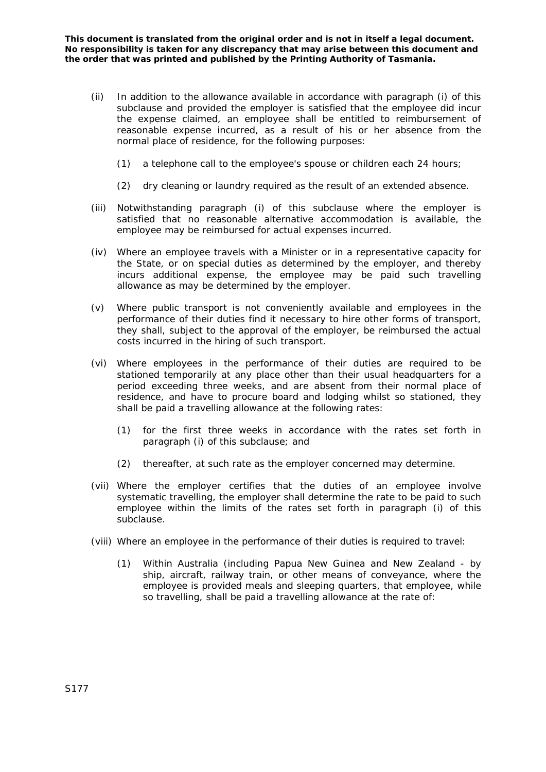(ii) In addition to the allowance available in accordance with paragraph (i) of this subclause and provided the employer is satisfied that the employee did incur the expense claimed, an employee shall be entitled to reimbursement of reasonable expense incurred, as a result of his or her absence from the normal place of residence, for the following purposes:

  (1) a telephone call to the employee's spouse or children each 24 hours;

  (2) dry cleaning or laundry required as the result of an extended absence.

(iii) Notwithstanding paragraph (i) of this subclause where the employer is satisfied that no reasonable alternative accommodation is available, the employee may be reimbursed for actual expenses incurred.

(iv) Where an employee travels with a Minister or in a representative capacity for the State, or on special duties as determined by the employer, and thereby incurs additional expense, the employee may be paid such travelling allowance as may be determined by the employer.

(v) Where public transport is not conveniently available and employees in the performance of their duties find it necessary to hire other forms of transport, they shall, subject to the approval of the employer, be reimbursed the actual costs incurred in the hiring of such transport.

(vi) Where employees in the performance of their duties are required to be stationed temporarily at any place other than their usual headquarters for a period exceeding three weeks, and are absent from their normal place of residence, and have to procure board and lodging whilst so stationed, they shall be paid a travelling allowance at the following rates:

  (1) for the first three weeks in accordance with the rates set forth in paragraph (i) of this subclause; and

  (2) thereafter, at such rate as the employer concerned may determine.

(vii) Where the employer certifies that the duties of an employee involve systematic travelling, the employer shall determine the rate to be paid to such employee within the limits of the rates set forth in paragraph (i) of this subclause.

(viii) Where an employee in the performance of their duties is required to travel:

  (1) Within Australia (including Papua New Guinea and New Zealand - by ship, aircraft, railway train, or other means of conveyance, where the employee is provided meals and sleeping quarters, that employee, while so travelling, shall be paid a travelling allowance at the rate of: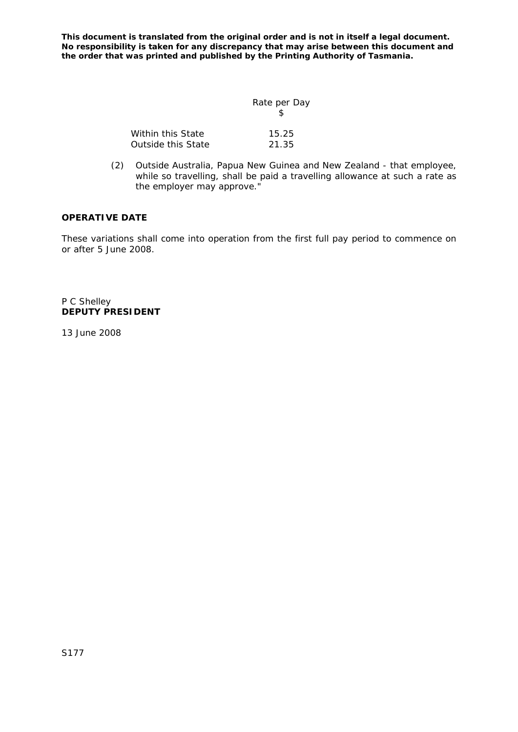**This document is translated from the original order and is not in itself a legal document. No responsibility is taken for any discrepancy that may arise between this document and the order that was printed and published by the Printing Authority of Tasmania.**

| | Rate per Day<br>$ |
|---|---|
| Within this State | 15.25 |
| Outside this State | 21.35 |

(2) Outside Australia, Papua New Guinea and New Zealand - that employee, while so travelling, shall be paid a travelling allowance at such a rate as the employer may approve."

**OPERATIVE DATE**

These variations shall come into operation from the first full pay period to commence on or after 5 June 2008.

P C Shelley
**DEPUTY PRESIDENT**

13 June 2008

S177